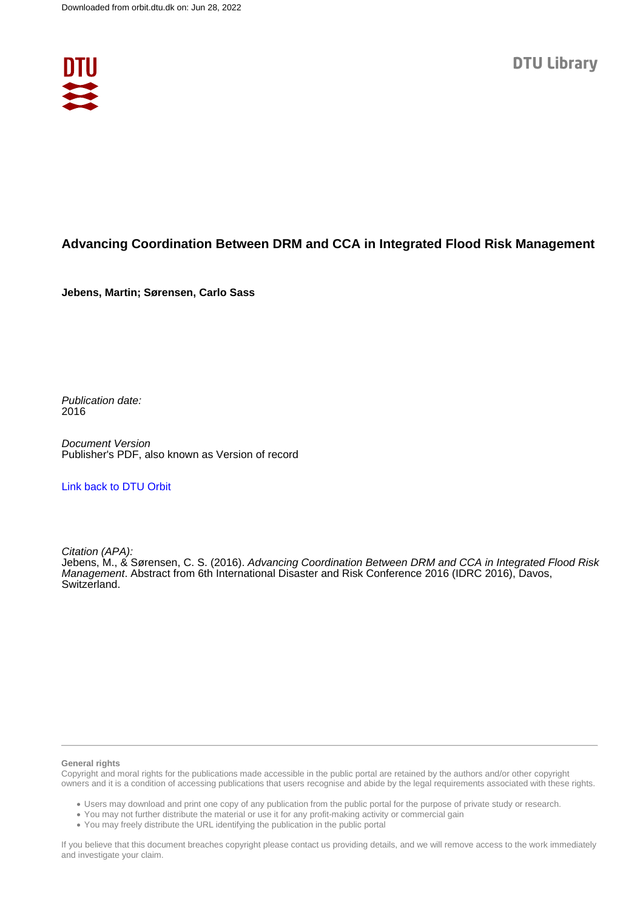Downloaded from orbit.dtu.dk on: Jun 28, 2022

DTU Library

# Advancing Coordination Between DRM and CCA in Integrated Flood Risk Management

**Jebens, Martin; Sørensen, Carlo Sass**

*Publication date:*
2016

*Document Version*
Publisher's PDF, also known as Version of record

Link back to DTU Orbit

*Citation (APA):*
Jebens, M., & Sørensen, C. S. (2016). *Advancing Coordination Between DRM and CCA in Integrated Flood Risk Management*. Abstract from 6th International Disaster and Risk Conference 2016 (IDRC 2016), Davos, Switzerland.

**General rights**
Copyright and moral rights for the publications made accessible in the public portal are retained by the authors and/or other copyright owners and it is a condition of accessing publications that users recognise and abide by the legal requirements associated with these rights.

- Users may download and print one copy of any publication from the public portal for the purpose of private study or research.
- You may not further distribute the material or use it for any profit-making activity or commercial gain
- You may freely distribute the URL identifying the publication in the public portal

If you believe that this document breaches copyright please contact us providing details, and we will remove access to the work immediately and investigate your claim.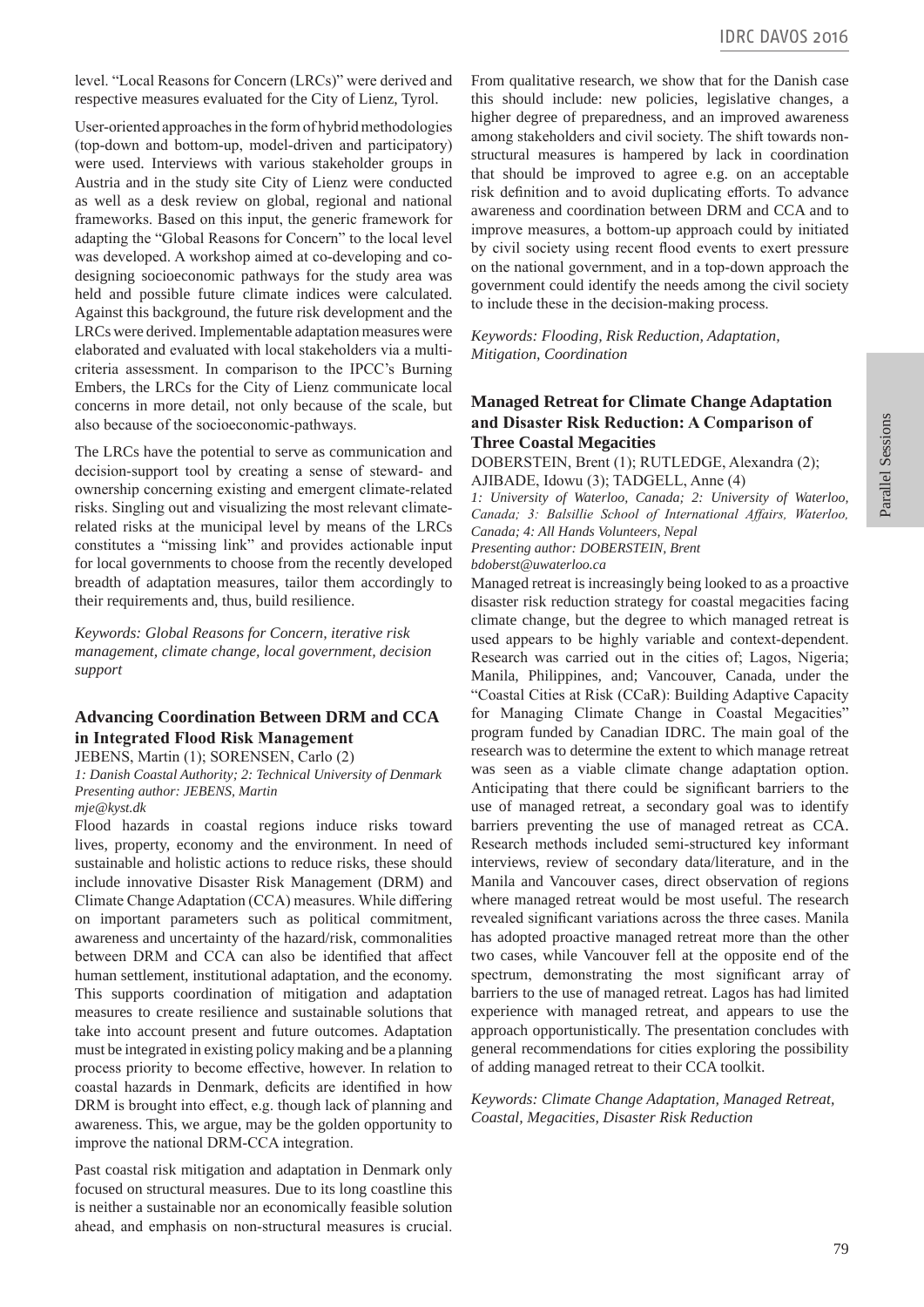level. "Local Reasons for Concern (LRCs)" were derived and respective measures evaluated for the City of Lienz, Tyrol.

User-oriented approaches in the form of hybrid methodologies (top-down and bottom-up, model-driven and participatory) were used. Interviews with various stakeholder groups in Austria and in the study site City of Lienz were conducted as well as a desk review on global, regional and national frameworks. Based on this input, the generic framework for adapting the "Global Reasons for Concern" to the local level was developed. A workshop aimed at co-developing and co-designing socioeconomic pathways for the study area was held and possible future climate indices were calculated. Against this background, the future risk development and the LRCs were derived. Implementable adaptation measures were elaborated and evaluated with local stakeholders via a multi-criteria assessment. In comparison to the IPCC's Burning Embers, the LRCs for the City of Lienz communicate local concerns in more detail, not only because of the scale, but also because of the socioeconomic-pathways.

The LRCs have the potential to serve as communication and decision-support tool by creating a sense of steward- and ownership concerning existing and emergent climate-related risks. Singling out and visualizing the most relevant climate-related risks at the municipal level by means of the LRCs constitutes a "missing link" and provides actionable input for local governments to choose from the recently developed breadth of adaptation measures, tailor them accordingly to their requirements and, thus, build resilience.

*Keywords: Global Reasons for Concern, iterative risk management, climate change, local government, decision support*

### Advancing Coordination Between DRM and CCA in Integrated Flood Risk Management

JEBENS, Martin (1); SORENSEN, Carlo (2)

*1: Danish Coastal Authority; 2: Technical University of Denmark*
*Presenting author: JEBENS, Martin*
*mje@kyst.dk*

Flood hazards in coastal regions induce risks toward lives, property, economy and the environment. In need of sustainable and holistic actions to reduce risks, these should include innovative Disaster Risk Management (DRM) and Climate Change Adaptation (CCA) measures. While differing on important parameters such as political commitment, awareness and uncertainty of the hazard/risk, commonalities between DRM and CCA can also be identified that affect human settlement, institutional adaptation, and the economy. This supports coordination of mitigation and adaptation measures to create resilience and sustainable solutions that take into account present and future outcomes. Adaptation must be integrated in existing policy making and be a planning process priority to become effective, however. In relation to coastal hazards in Denmark, deficits are identified in how DRM is brought into effect, e.g. though lack of planning and awareness. This, we argue, may be the golden opportunity to improve the national DRM-CCA integration.

Past coastal risk mitigation and adaptation in Denmark only focused on structural measures. Due to its long coastline this is neither a sustainable nor an economically feasible solution ahead, and emphasis on non-structural measures is crucial. From qualitative research, we show that for the Danish case this should include: new policies, legislative changes, a higher degree of preparedness, and an improved awareness among stakeholders and civil society. The shift towards non-structural measures is hampered by lack in coordination that should be improved to agree e.g. on an acceptable risk definition and to avoid duplicating efforts. To advance awareness and coordination between DRM and CCA and to improve measures, a bottom-up approach could by initiated by civil society using recent flood events to exert pressure on the national government, and in a top-down approach the government could identify the needs among the civil society to include these in the decision-making process.

*Keywords: Flooding, Risk Reduction, Adaptation, Mitigation, Coordination*

### Managed Retreat for Climate Change Adaptation and Disaster Risk Reduction: A Comparison of Three Coastal Megacities

DOBERSTEIN, Brent (1); RUTLEDGE, Alexandra (2); AJIBADE, Idowu (3); TADGELL, Anne (4)

*1: University of Waterloo, Canada; 2: University of Waterloo, Canada; 3: Balsillie School of International Affairs, Waterloo, Canada; 4: All Hands Volunteers, Nepal*
*Presenting author: DOBERSTEIN, Brent*
*bdoberst@uwaterloo.ca*

Managed retreat is increasingly being looked to as a proactive disaster risk reduction strategy for coastal megacities facing climate change, but the degree to which managed retreat is used appears to be highly variable and context-dependent. Research was carried out in the cities of; Lagos, Nigeria; Manila, Philippines, and; Vancouver, Canada, under the "Coastal Cities at Risk (CCaR): Building Adaptive Capacity for Managing Climate Change in Coastal Megacities" program funded by Canadian IDRC. The main goal of the research was to determine the extent to which manage retreat was seen as a viable climate change adaptation option. Anticipating that there could be significant barriers to the use of managed retreat, a secondary goal was to identify barriers preventing the use of managed retreat as CCA. Research methods included semi-structured key informant interviews, review of secondary data/literature, and in the Manila and Vancouver cases, direct observation of regions where managed retreat would be most useful. The research revealed significant variations across the three cases. Manila has adopted proactive managed retreat more than the other two cases, while Vancouver fell at the opposite end of the spectrum, demonstrating the most significant array of barriers to the use of managed retreat. Lagos has had limited experience with managed retreat, and appears to use the approach opportunistically. The presentation concludes with general recommendations for cities exploring the possibility of adding managed retreat to their CCA toolkit.

*Keywords: Climate Change Adaptation, Managed Retreat, Coastal, Megacities, Disaster Risk Reduction*